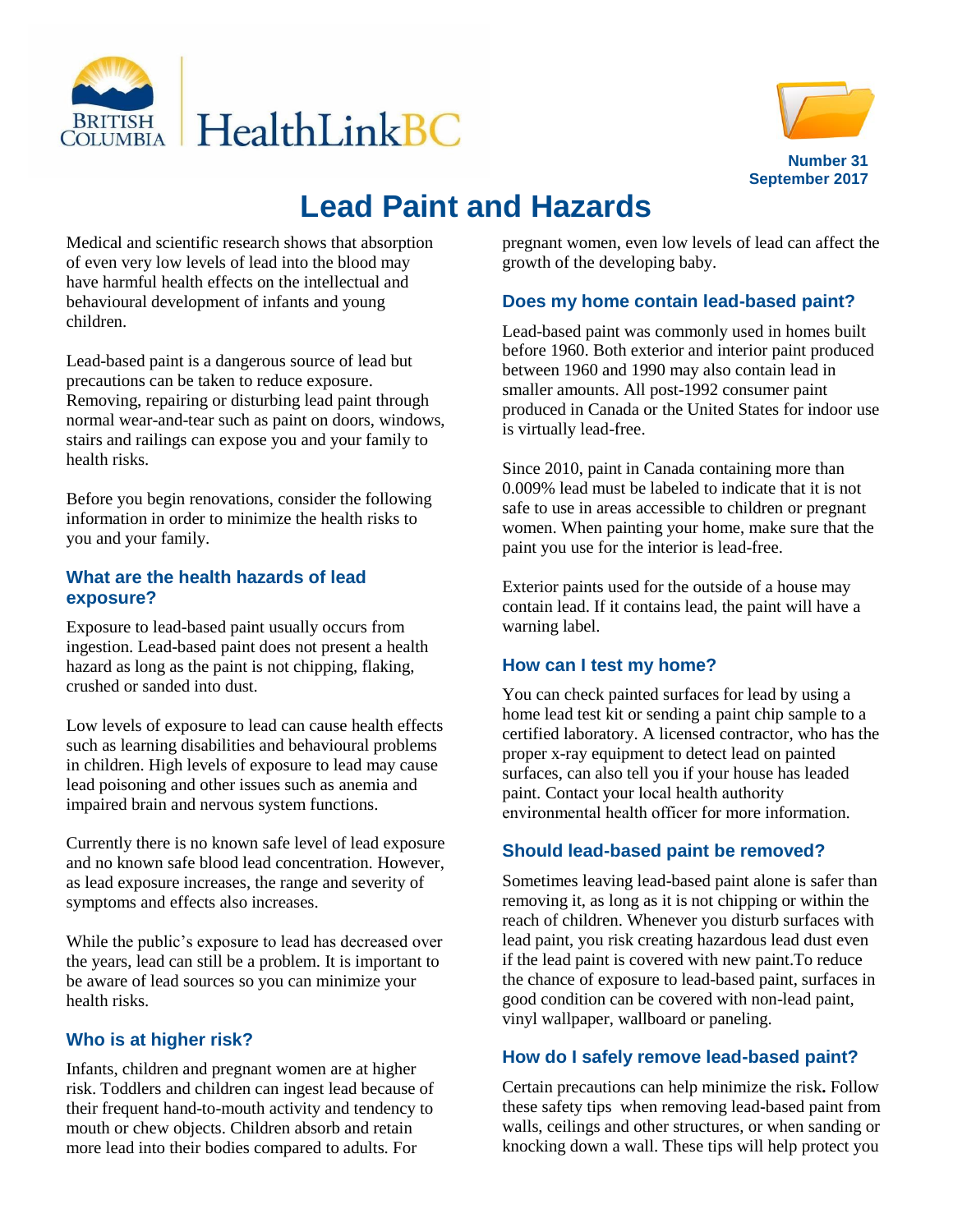# Lead Paint and Hazards

Number 31
September 2017

Medical and scientific research shows that absorption of even very low levels of lead into the blood may have harmful health effects on the intellectual and behavioural development of infants and young children.

Lead-based paint is a dangerous source of lead but precautions can be taken to reduce exposure. Removing, repairing or disturbing lead paint through normal wear-and-tear such as paint on doors, windows, stairs and railings can expose you and your family to health risks.

Before you begin renovations, consider the following information in order to minimize the health risks to you and your family.

## What are the health hazards of lead exposure?

Exposure to lead-based paint usually occurs from ingestion. Lead-based paint does not present a health hazard as long as the paint is not chipping, flaking, crushed or sanded into dust.

Low levels of exposure to lead can cause health effects such as learning disabilities and behavioural problems in children. High levels of exposure to lead may cause lead poisoning and other issues such as anemia and impaired brain and nervous system functions.

Currently there is no known safe level of lead exposure and no known safe blood lead concentration. However, as lead exposure increases, the range and severity of symptoms and effects also increases.

While the public's exposure to lead has decreased over the years, lead can still be a problem. It is important to be aware of lead sources so you can minimize your health risks.

## Who is at higher risk?

Infants, children and pregnant women are at higher risk. Toddlers and children can ingest lead because of their frequent hand-to-mouth activity and tendency to mouth or chew objects. Children absorb and retain more lead into their bodies compared to adults. For pregnant women, even low levels of lead can affect the growth of the developing baby.

## Does my home contain lead-based paint?

Lead-based paint was commonly used in homes built before 1960. Both exterior and interior paint produced between 1960 and 1990 may also contain lead in smaller amounts. All post-1992 consumer paint produced in Canada or the United States for indoor use is virtually lead-free.

Since 2010, paint in Canada containing more than 0.009% lead must be labeled to indicate that it is not safe to use in areas accessible to children or pregnant women. When painting your home, make sure that the paint you use for the interior is lead-free.

Exterior paints used for the outside of a house may contain lead. If it contains lead, the paint will have a warning label.

## How can I test my home?

You can check painted surfaces for lead by using a home lead test kit or sending a paint chip sample to a certified laboratory. A licensed contractor, who has the proper x-ray equipment to detect lead on painted surfaces, can also tell you if your house has leaded paint. Contact your local health authority environmental health officer for more information.

## Should lead-based paint be removed?

Sometimes leaving lead-based paint alone is safer than removing it, as long as it is not chipping or within the reach of children. Whenever you disturb surfaces with lead paint, you risk creating hazardous lead dust even if the lead paint is covered with new paint.To reduce the chance of exposure to lead-based paint, surfaces in good condition can be covered with non-lead paint, vinyl wallpaper, wallboard or paneling.

## How do I safely remove lead-based paint?

Certain precautions can help minimize the risk**.** Follow these safety tips when removing lead-based paint from walls, ceilings and other structures, or when sanding or knocking down a wall. These tips will help protect you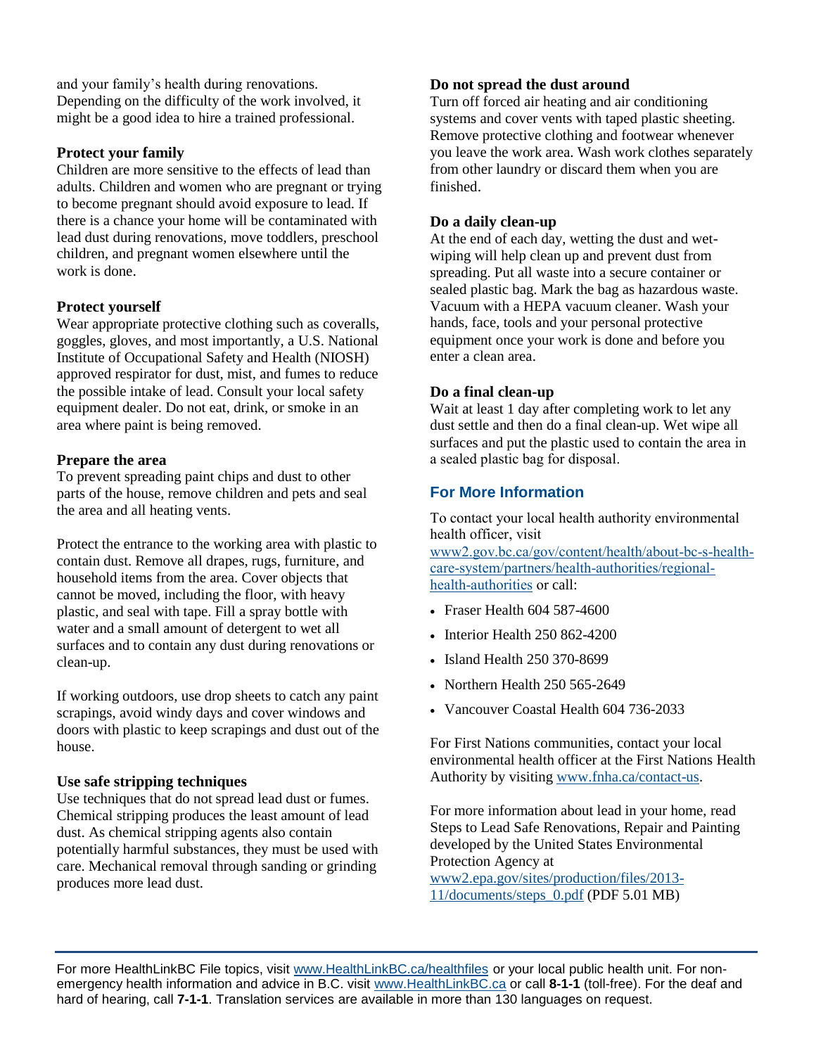and your family's health during renovations. Depending on the difficulty of the work involved, it might be a good idea to hire a trained professional.

### Protect your family

Children are more sensitive to the effects of lead than adults. Children and women who are pregnant or trying to become pregnant should avoid exposure to lead. If there is a chance your home will be contaminated with lead dust during renovations, move toddlers, preschool children, and pregnant women elsewhere until the work is done.

### Protect yourself

Wear appropriate protective clothing such as coveralls, goggles, gloves, and most importantly, a U.S. National Institute of Occupational Safety and Health (NIOSH) approved respirator for dust, mist, and fumes to reduce the possible intake of lead. Consult your local safety equipment dealer. Do not eat, drink, or smoke in an area where paint is being removed.

### Prepare the area

To prevent spreading paint chips and dust to other parts of the house, remove children and pets and seal the area and all heating vents.

Protect the entrance to the working area with plastic to contain dust. Remove all drapes, rugs, furniture, and household items from the area. Cover objects that cannot be moved, including the floor, with heavy plastic, and seal with tape. Fill a spray bottle with water and a small amount of detergent to wet all surfaces and to contain any dust during renovations or clean-up.

If working outdoors, use drop sheets to catch any paint scrapings, avoid windy days and cover windows and doors with plastic to keep scrapings and dust out of the house.

### Use safe stripping techniques

Use techniques that do not spread lead dust or fumes. Chemical stripping produces the least amount of lead dust. As chemical stripping agents also contain potentially harmful substances, they must be used with care. Mechanical removal through sanding or grinding produces more lead dust.

### Do not spread the dust around

Turn off forced air heating and air conditioning systems and cover vents with taped plastic sheeting. Remove protective clothing and footwear whenever you leave the work area. Wash work clothes separately from other laundry or discard them when you are finished.

### Do a daily clean-up

At the end of each day, wetting the dust and wet-wiping will help clean up and prevent dust from spreading. Put all waste into a secure container or sealed plastic bag. Mark the bag as hazardous waste. Vacuum with a HEPA vacuum cleaner. Wash your hands, face, tools and your personal protective equipment once your work is done and before you enter a clean area.

### Do a final clean-up

Wait at least 1 day after completing work to let any dust settle and then do a final clean-up. Wet wipe all surfaces and put the plastic used to contain the area in a sealed plastic bag for disposal.

## For More Information

To contact your local health authority environmental health officer, visit [www2.gov.bc.ca/gov/content/health/about-bc-s-health-care-system/partners/health-authorities/regional-health-authorities](www2.gov.bc.ca/gov/content/health/about-bc-s-health-care-system/partners/health-authorities/regional-health-authorities) or call:

- Fraser Health 604 587-4600
- Interior Health 250 862-4200
- Island Health 250 370-8699
- Northern Health 250 565-2649
- Vancouver Coastal Health 604 736-2033

For First Nations communities, contact your local environmental health officer at the First Nations Health Authority by visiting [www.fnha.ca/contact-us](www.fnha.ca/contact-us).

For more information about lead in your home, read Steps to Lead Safe Renovations, Repair and Painting developed by the United States Environmental Protection Agency at [www2.epa.gov/sites/production/files/2013-11/documents/steps_0.pdf](www2.epa.gov/sites/production/files/2013-11/documents/steps_0.pdf) (PDF 5.01 MB)

For more HealthLinkBC File topics, visit [www.HealthLinkBC.ca/healthfiles](www.HealthLinkBC.ca/healthfiles) or your local public health unit. For non-emergency health information and advice in B.C. visit [www.HealthLinkBC.ca](www.HealthLinkBC.ca) or call **8-1-1** (toll-free). For the deaf and hard of hearing, call **7-1-1**. Translation services are available in more than 130 languages on request.